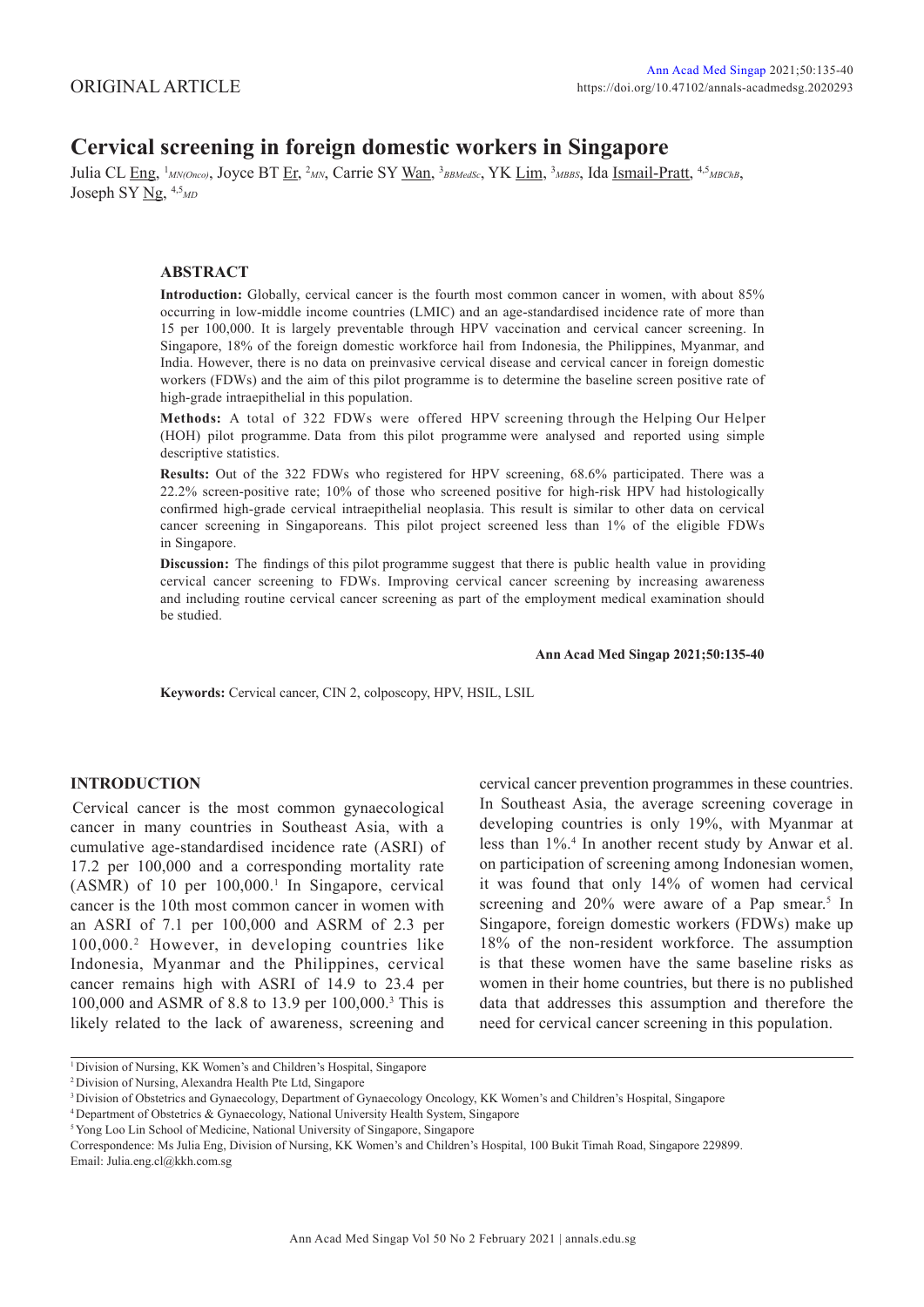ORIGINAL ARTICLE

# Cervical screening in foreign domestic workers in Singapore

Julia CL Eng, [1]*MN(Onco)*, Joyce BT Er, [2]*MN*, Carrie SY Wan, [3]*BBMedSc*, YK Lim, [3]*MBBS*, Ida Ismail-Pratt, [4,5]*MBChB*, Joseph SY Ng, [4,5]*MD*

## ABSTRACT

**Introduction:** Globally, cervical cancer is the fourth most common cancer in women, with about 85% occurring in low-middle income countries (LMIC) and an age-standardised incidence rate of more than 15 per 100,000. It is largely preventable through HPV vaccination and cervical cancer screening. In Singapore, 18% of the foreign domestic workforce hail from Indonesia, the Philippines, Myanmar, and India. However, there is no data on preinvasive cervical disease and cervical cancer in foreign domestic workers (FDWs) and the aim of this pilot programme is to determine the baseline screen positive rate of high-grade intraepithelial in this population.

**Methods:** A total of 322 FDWs were offered HPV screening through the Helping Our Helper (HOH) pilot programme. Data from this pilot programme were analysed and reported using simple descriptive statistics.

**Results:** Out of the 322 FDWs who registered for HPV screening, 68.6% participated. There was a 22.2% screen-positive rate; 10% of those who screened positive for high-risk HPV had histologically confirmed high-grade cervical intraepithelial neoplasia. This result is similar to other data on cervical cancer screening in Singaporeans. This pilot project screened less than 1% of the eligible FDWs in Singapore.

**Discussion:** The findings of this pilot programme suggest that there is public health value in providing cervical cancer screening to FDWs. Improving cervical cancer screening by increasing awareness and including routine cervical cancer screening as part of the employment medical examination should be studied.

**Ann Acad Med Singap 2021;50:135-40**

**Keywords:** Cervical cancer, CIN 2, colposcopy, HPV, HSIL, LSIL

## INTRODUCTION

Cervical cancer is the most common gynaecological cancer in many countries in Southeast Asia, with a cumulative age-standardised incidence rate (ASRI) of 17.2 per 100,000 and a corresponding mortality rate (ASMR) of 10 per 100,000.[1] In Singapore, cervical cancer is the 10th most common cancer in women with an ASRI of 7.1 per 100,000 and ASRM of 2.3 per 100,000.[2] However, in developing countries like Indonesia, Myanmar and the Philippines, cervical cancer remains high with ASRI of 14.9 to 23.4 per 100,000 and ASMR of 8.8 to 13.9 per 100,000.[3] This is likely related to the lack of awareness, screening and cervical cancer prevention programmes in these countries. In Southeast Asia, the average screening coverage in developing countries is only 19%, with Myanmar at less than 1%.[4] In another recent study by Anwar et al. on participation of screening among Indonesian women, it was found that only 14% of women had cervical screening and 20% were aware of a Pap smear.[5] In Singapore, foreign domestic workers (FDWs) make up 18% of the non-resident workforce. The assumption is that these women have the same baseline risks as women in their home countries, but there is no published data that addresses this assumption and therefore the need for cervical cancer screening in this population.

[1] Division of Nursing, KK Women's and Children's Hospital, Singapore
[2] Division of Nursing, Alexandra Health Pte Ltd, Singapore
[3] Division of Obstetrics and Gynaecology, Department of Gynaecology Oncology, KK Women's and Children's Hospital, Singapore
[4] Department of Obstetrics & Gynaecology, National University Health System, Singapore
[5] Yong Loo Lin School of Medicine, National University of Singapore, Singapore

Correspondence: Ms Julia Eng, Division of Nursing, KK Women's and Children's Hospital, 100 Bukit Timah Road, Singapore 229899.
Email: Julia.eng.cl@kkh.com.sg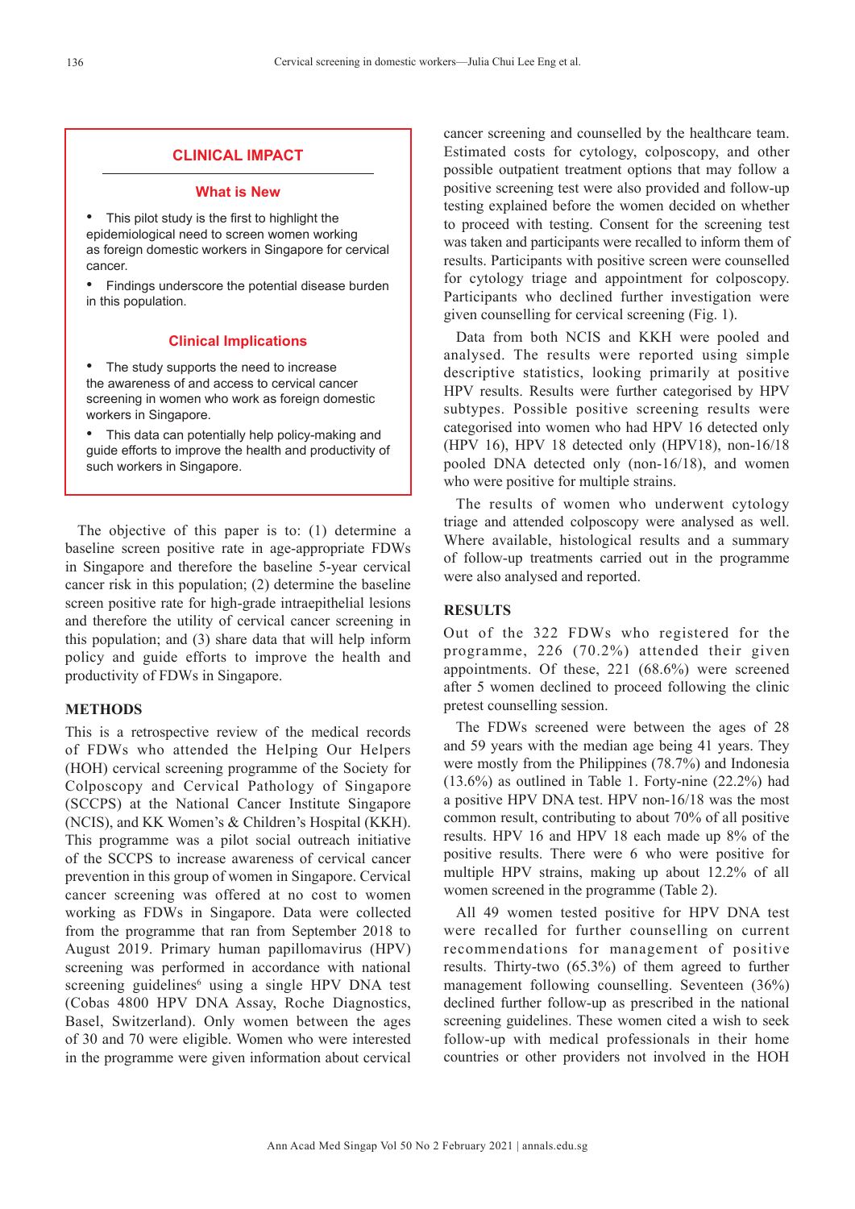## CLINICAL IMPACT

### What is New

- This pilot study is the first to highlight the epidemiological need to screen women working as foreign domestic workers in Singapore for cervical cancer.
- Findings underscore the potential disease burden in this population.

### Clinical Implications

- The study supports the need to increase the awareness of and access to cervical cancer screening in women who work as foreign domestic workers in Singapore.
- This data can potentially help policy-making and guide efforts to improve the health and productivity of such workers in Singapore.

The objective of this paper is to: (1) determine a baseline screen positive rate in age-appropriate FDWs in Singapore and therefore the baseline 5-year cervical cancer risk in this population; (2) determine the baseline screen positive rate for high-grade intraepithelial lesions and therefore the utility of cervical cancer screening in this population; and (3) share data that will help inform policy and guide efforts to improve the health and productivity of FDWs in Singapore.

## METHODS

This is a retrospective review of the medical records of FDWs who attended the Helping Our Helpers (HOH) cervical screening programme of the Society for Colposcopy and Cervical Pathology of Singapore (SCCPS) at the National Cancer Institute Singapore (NCIS), and KK Women's & Children's Hospital (KKH). This programme was a pilot social outreach initiative of the SCCPS to increase awareness of cervical cancer prevention in this group of women in Singapore. Cervical cancer screening was offered at no cost to women working as FDWs in Singapore. Data were collected from the programme that ran from September 2018 to August 2019. Primary human papillomavirus (HPV) screening was performed in accordance with national screening guidelines[6] using a single HPV DNA test (Cobas 4800 HPV DNA Assay, Roche Diagnostics, Basel, Switzerland). Only women between the ages of 30 and 70 were eligible. Women who were interested in the programme were given information about cervical cancer screening and counselled by the healthcare team. Estimated costs for cytology, colposcopy, and other possible outpatient treatment options that may follow a positive screening test were also provided and follow-up testing explained before the women decided on whether to proceed with testing. Consent for the screening test was taken and participants were recalled to inform them of results. Participants with positive screen were counselled for cytology triage and appointment for colposcopy. Participants who declined further investigation were given counselling for cervical screening (Fig. 1).

Data from both NCIS and KKH were pooled and analysed. The results were reported using simple descriptive statistics, looking primarily at positive HPV results. Results were further categorised by HPV subtypes. Possible positive screening results were categorised into women who had HPV 16 detected only (HPV 16), HPV 18 detected only (HPV18), non-16/18 pooled DNA detected only (non-16/18), and women who were positive for multiple strains.

The results of women who underwent cytology triage and attended colposcopy were analysed as well. Where available, histological results and a summary of follow-up treatments carried out in the programme were also analysed and reported.

## RESULTS

Out of the 322 FDWs who registered for the programme, 226 (70.2%) attended their given appointments. Of these, 221 (68.6%) were screened after 5 women declined to proceed following the clinic pretest counselling session.

The FDWs screened were between the ages of 28 and 59 years with the median age being 41 years. They were mostly from the Philippines (78.7%) and Indonesia (13.6%) as outlined in Table 1. Forty-nine (22.2%) had a positive HPV DNA test. HPV non-16/18 was the most common result, contributing to about 70% of all positive results. HPV 16 and HPV 18 each made up 8% of the positive results. There were 6 who were positive for multiple HPV strains, making up about 12.2% of all women screened in the programme (Table 2).

All 49 women tested positive for HPV DNA test were recalled for further counselling on current recommendations for management of positive results. Thirty-two (65.3%) of them agreed to further management following counselling. Seventeen (36%) declined further follow-up as prescribed in the national screening guidelines. These women cited a wish to seek follow-up with medical professionals in their home countries or other providers not involved in the HOH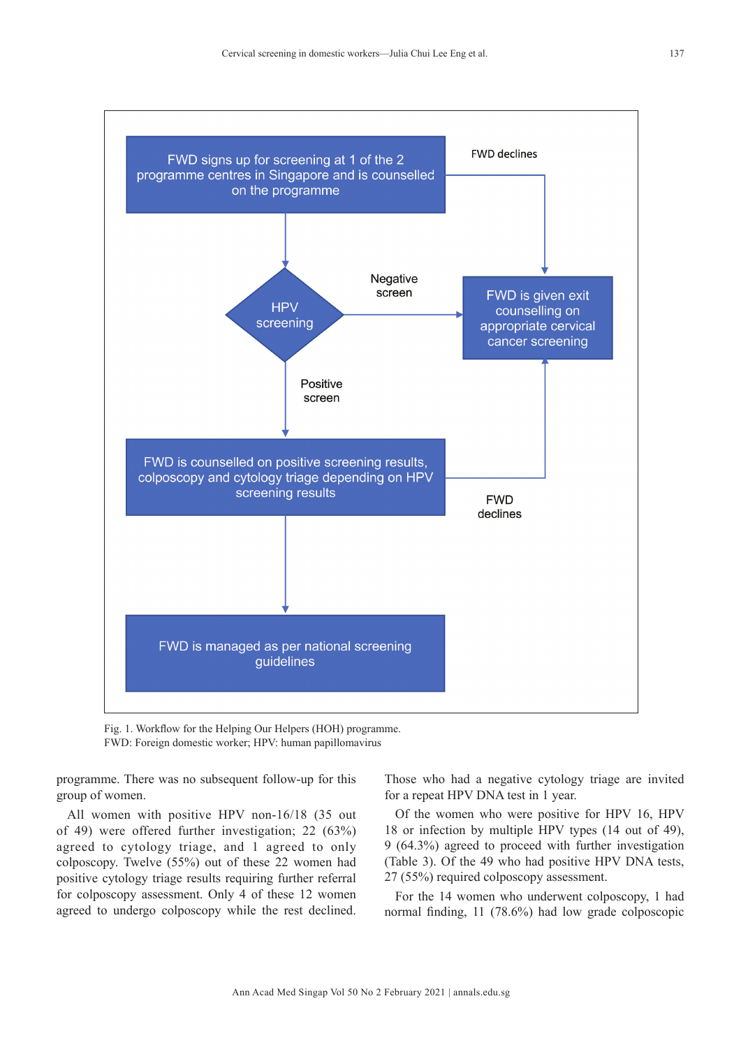FWD signs up for screening at 1 of the 2 programme centres in Singapore and is counselled on the programme

FWD declines

HPV screening

Negative screen

FWD is given exit counselling on appropriate cervical cancer screening

Positive screen

FWD is counselled on positive screening results, colposcopy and cytology triage depending on HPV screening results

FWD declines

FWD is managed as per national screening guidelines

Fig. 1. Workflow for the Helping Our Helpers (HOH) programme.
FWD: Foreign domestic worker; HPV: human papillomavirus

programme. There was no subsequent follow-up for this group of women.

All women with positive HPV non-16/18 (35 out of 49) were offered further investigation; 22 (63%) agreed to cytology triage, and 1 agreed to only colposcopy. Twelve (55%) out of these 22 women had positive cytology triage results requiring further referral for colposcopy assessment. Only 4 of these 12 women agreed to undergo colposcopy while the rest declined. Those who had a negative cytology triage are invited for a repeat HPV DNA test in 1 year.

Of the women who were positive for HPV 16, HPV 18 or infection by multiple HPV types (14 out of 49), 9 (64.3%) agreed to proceed with further investigation (Table 3). Of the 49 who had positive HPV DNA tests, 27 (55%) required colposcopy assessment.

For the 14 women who underwent colposcopy, 1 had normal finding, 11 (78.6%) had low grade colposcopic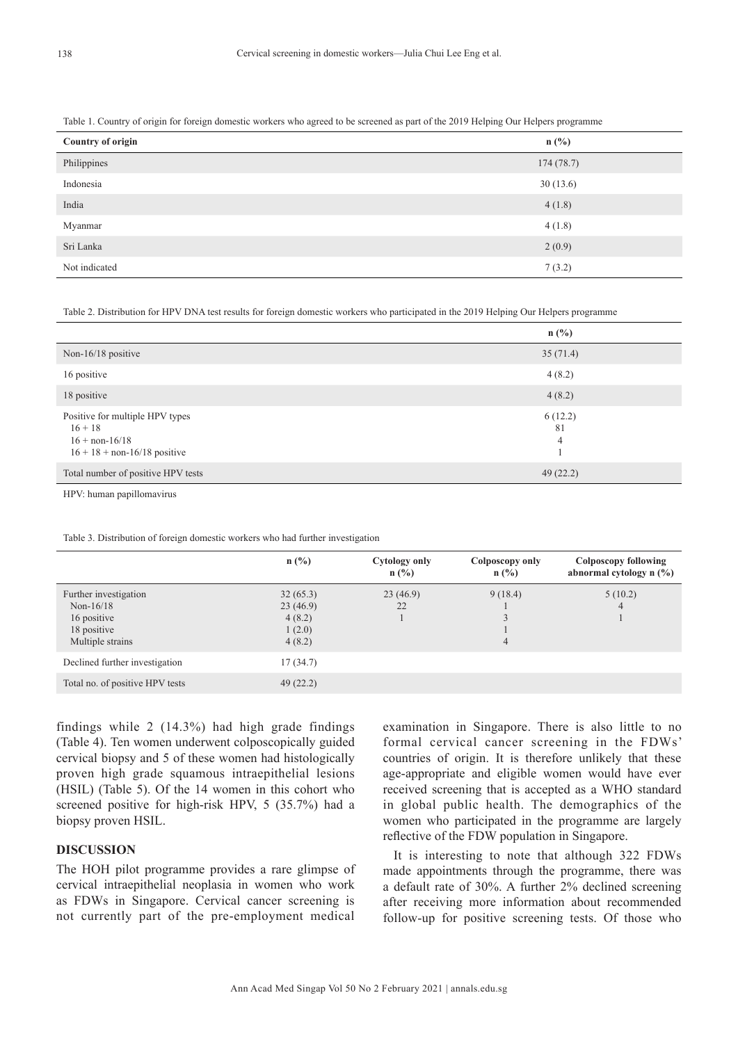Table 1. Country of origin for foreign domestic workers who agreed to be screened as part of the 2019 Helping Our Helpers programme

| Country of origin | n (%) |
|---|---|
| Philippines | 174 (78.7) |
| Indonesia | 30 (13.6) |
| India | 4 (1.8) |
| Myanmar | 4 (1.8) |
| Sri Lanka | 2 (0.9) |
| Not indicated | 7 (3.2) |

Table 2. Distribution for HPV DNA test results for foreign domestic workers who participated in the 2019 Helping Our Helpers programme

| | n (%) |
|---|---|
| Non-16/18 positive | 35 (71.4) |
| 16 positive | 4 (8.2) |
| 18 positive | 4 (8.2) |
| Positive for multiple HPV types | 6 (12.2) |
| 16 + 18 | 81 |
| 16 + non-16/18 | 4 |
| 16 + 18 + non-16/18 positive | 1 |
| Total number of positive HPV tests | 49 (22.2) |

HPV: human papillomavirus

Table 3. Distribution of foreign domestic workers who had further investigation

| | n (%) | Cytology only n (%) | Colposcopy only n (%) | Colposcopy following abnormal cytology n (%) |
|---|---|---|---|---|
| Further investigation | 32 (65.3) | 23 (46.9) | 9 (18.4) | 5 (10.2) |
| Non-16/18 | 23 (46.9) | 22 | 1 | 4 |
| 16 positive | 4 (8.2) | 1 | 3 | 1 |
| 18 positive | 1 (2.0) | | 1 | |
| Multiple strains | 4 (8.2) | | 4 | |
| Declined further investigation | 17 (34.7) | | | |
| Total no. of positive HPV tests | 49 (22.2) | | | |

findings while 2 (14.3%) had high grade findings (Table 4). Ten women underwent colposcopically guided cervical biopsy and 5 of these women had histologically proven high grade squamous intraepithelial lesions (HSIL) (Table 5). Of the 14 women in this cohort who screened positive for high-risk HPV, 5 (35.7%) had a biopsy proven HSIL.

## DISCUSSION

The HOH pilot programme provides a rare glimpse of cervical intraepithelial neoplasia in women who work as FDWs in Singapore. Cervical cancer screening is not currently part of the pre-employment medical examination in Singapore. There is also little to no formal cervical cancer screening in the FDWs' countries of origin. It is therefore unlikely that these age-appropriate and eligible women would have ever received screening that is accepted as a WHO standard in global public health. The demographics of the women who participated in the programme are largely reflective of the FDW population in Singapore.

It is interesting to note that although 322 FDWs made appointments through the programme, there was a default rate of 30%. A further 2% declined screening after receiving more information about recommended follow-up for positive screening tests. Of those who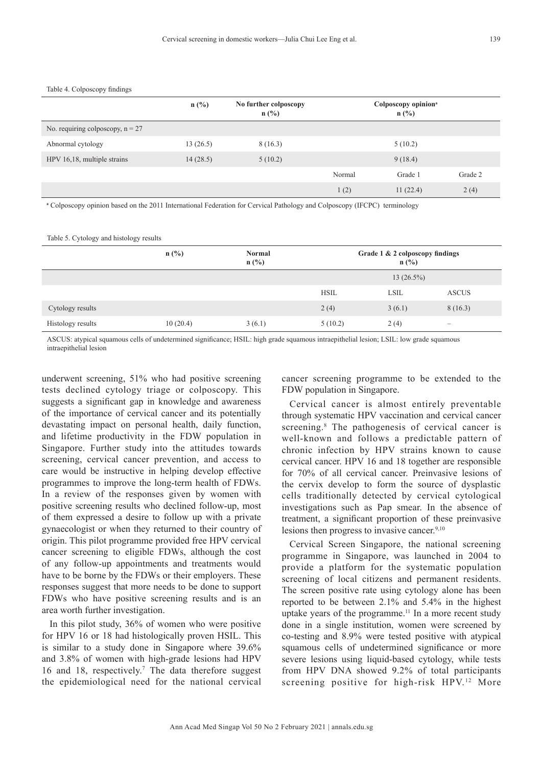Table 4. Colposcopy findings

| | n (%) | No further colposcopy n (%) | Colposcopy opinion[a] n (%) | | |
|---|---|---|---|---|---|
| No. requiring colposcopy, n = 27 | | | | | |
| Abnormal cytology | 13 (26.5) | 8 (16.3) | | 5 (10.2) | |
| HPV 16,18, multiple strains | 14 (28.5) | 5 (10.2) | | 9 (18.4) | |
| | | | Normal | Grade 1 | Grade 2 |
| | | | 1 (2) | 11 (22.4) | 2 (4) |

[a] Colposcopy opinion based on the 2011 International Federation for Cervical Pathology and Colposcopy (IFCPC) terminology

Table 5. Cytology and histology results

| | n (%) | Normal n (%) | Grade 1 & 2 colposcopy findings n (%) | | |
|---|---|---|---|---|---|
| | | | | 13 (26.5%) | |
| | | | HSIL | LSIL | ASCUS |
| Cytology results | | | 2 (4) | 3 (6.1) | 8 (16.3) |
| Histology results | 10 (20.4) | 3 (6.1) | 5 (10.2) | 2 (4) | – |

ASCUS: atypical squamous cells of undetermined significance; HSIL: high grade squamous intraepithelial lesion; LSIL: low grade squamous intraepithelial lesion

underwent screening, 51% who had positive screening tests declined cytology triage or colposcopy. This suggests a significant gap in knowledge and awareness of the importance of cervical cancer and its potentially devastating impact on personal health, daily function, and lifetime productivity in the FDW population in Singapore. Further study into the attitudes towards screening, cervical cancer prevention, and access to care would be instructive in helping develop effective programmes to improve the long-term health of FDWs. In a review of the responses given by women with positive screening results who declined follow-up, most of them expressed a desire to follow up with a private gynaecologist or when they returned to their country of origin. This pilot programme provided free HPV cervical cancer screening to eligible FDWs, although the cost of any follow-up appointments and treatments would have to be borne by the FDWs or their employers. These responses suggest that more needs to be done to support FDWs who have positive screening results and is an area worth further investigation.

In this pilot study, 36% of women who were positive for HPV 16 or 18 had histologically proven HSIL. This is similar to a study done in Singapore where 39.6% and 3.8% of women with high-grade lesions had HPV 16 and 18, respectively.[7] The data therefore suggest the epidemiological need for the national cervical cancer screening programme to be extended to the FDW population in Singapore.

Cervical cancer is almost entirely preventable through systematic HPV vaccination and cervical cancer screening.[8] The pathogenesis of cervical cancer is well-known and follows a predictable pattern of chronic infection by HPV strains known to cause cervical cancer. HPV 16 and 18 together are responsible for 70% of all cervical cancer. Preinvasive lesions of the cervix develop to form the source of dysplastic cells traditionally detected by cervical cytological investigations such as Pap smear. In the absence of treatment, a significant proportion of these preinvasive lesions then progress to invasive cancer.[9,10]

Cervical Screen Singapore, the national screening programme in Singapore, was launched in 2004 to provide a platform for the systematic population screening of local citizens and permanent residents. The screen positive rate using cytology alone has been reported to be between 2.1% and 5.4% in the highest uptake years of the programme.[11] In a more recent study done in a single institution, women were screened by co-testing and 8.9% were tested positive with atypical squamous cells of undetermined significance or more severe lesions using liquid-based cytology, while tests from HPV DNA showed 9.2% of total participants screening positive for high-risk HPV.[12] More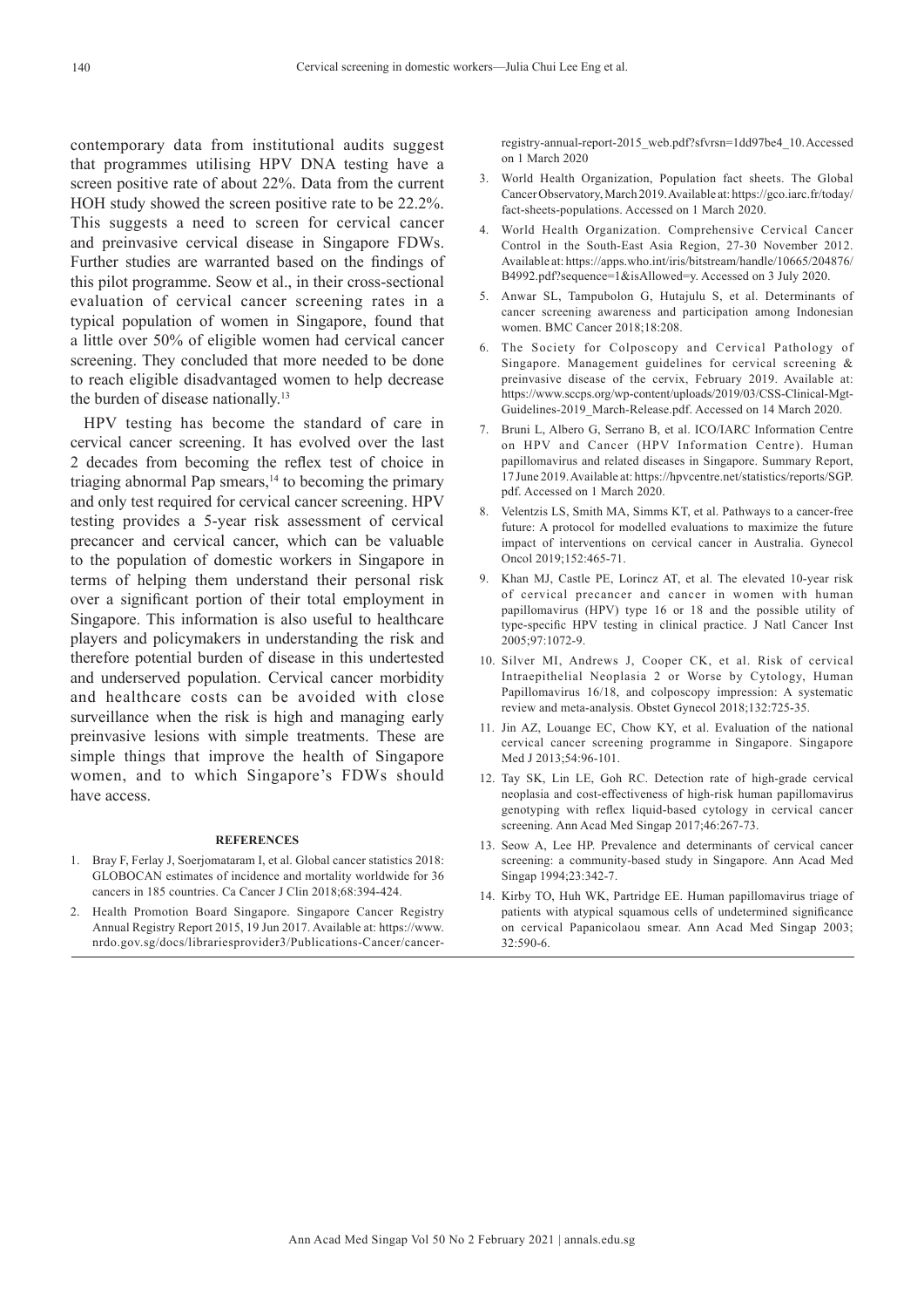contemporary data from institutional audits suggest that programmes utilising HPV DNA testing have a screen positive rate of about 22%. Data from the current HOH study showed the screen positive rate to be 22.2%. This suggests a need to screen for cervical cancer and preinvasive cervical disease in Singapore FDWs. Further studies are warranted based on the findings of this pilot programme. Seow et al., in their cross-sectional evaluation of cervical cancer screening rates in a typical population of women in Singapore, found that a little over 50% of eligible women had cervical cancer screening. They concluded that more needed to be done to reach eligible disadvantaged women to help decrease the burden of disease nationally.[13]

HPV testing has become the standard of care in cervical cancer screening. It has evolved over the last 2 decades from becoming the reflex test of choice in triaging abnormal Pap smears,[14] to becoming the primary and only test required for cervical cancer screening. HPV testing provides a 5-year risk assessment of cervical precancer and cervical cancer, which can be valuable to the population of domestic workers in Singapore in terms of helping them understand their personal risk over a significant portion of their total employment in Singapore. This information is also useful to healthcare players and policymakers in understanding the risk and therefore potential burden of disease in this undertested and underserved population. Cervical cancer morbidity and healthcare costs can be avoided with close surveillance when the risk is high and managing early preinvasive lesions with simple treatments. These are simple things that improve the health of Singapore women, and to which Singapore's FDWs should have access.

## REFERENCES

1. Bray F, Ferlay J, Soerjomataram I, et al. Global cancer statistics 2018: GLOBOCAN estimates of incidence and mortality worldwide for 36 cancers in 185 countries. Ca Cancer J Clin 2018;68:394-424.
2. Health Promotion Board Singapore. Singapore Cancer Registry Annual Registry Report 2015, 19 Jun 2017. Available at: https://www.nrdo.gov.sg/docs/librariesprovider3/Publications-Cancer/cancer-registry-annual-report-2015_web.pdf?sfvrsn=1dd97be4_10. Accessed on 1 March 2020
3. World Health Organization, Population fact sheets. The Global Cancer Observatory, March 2019. Available at: https://gco.iarc.fr/today/fact-sheets-populations. Accessed on 1 March 2020.
4. World Health Organization. Comprehensive Cervical Cancer Control in the South-East Asia Region, 27-30 November 2012. Available at: https://apps.who.int/iris/bitstream/handle/10665/204876/B4992.pdf?sequence=1&isAllowed=y. Accessed on 3 July 2020.
5. Anwar SL, Tampubolon G, Hutajulu S, et al. Determinants of cancer screening awareness and participation among Indonesian women. BMC Cancer 2018;18:208.
6. The Society for Colposcopy and Cervical Pathology of Singapore. Management guidelines for cervical screening & preinvasive disease of the cervix, February 2019. Available at: https://www.sccps.org/wp-content/uploads/2019/03/CSS-Clinical-Mgt-Guidelines-2019_March-Release.pdf. Accessed on 14 March 2020.
7. Bruni L, Albero G, Serrano B, et al. ICO/IARC Information Centre on HPV and Cancer (HPV Information Centre). Human papillomavirus and related diseases in Singapore. Summary Report, 17 June 2019. Available at: https://hpvcentre.net/statistics/reports/SGP.pdf. Accessed on 1 March 2020.
8. Velentzis LS, Smith MA, Simms KT, et al. Pathways to a cancer-free future: A protocol for modelled evaluations to maximize the future impact of interventions on cervical cancer in Australia. Gynecol Oncol 2019;152:465-71.
9. Khan MJ, Castle PE, Lorincz AT, et al. The elevated 10-year risk of cervical precancer and cancer in women with human papillomavirus (HPV) type 16 or 18 and the possible utility of type-specific HPV testing in clinical practice. J Natl Cancer Inst 2005;97:1072-9.
10. Silver MI, Andrews J, Cooper CK, et al. Risk of cervical Intraepithelial Neoplasia 2 or Worse by Cytology, Human Papillomavirus 16/18, and colposcopy impression: A systematic review and meta-analysis. Obstet Gynecol 2018;132:725-35.
11. Jin AZ, Louange EC, Chow KY, et al. Evaluation of the national cervical cancer screening programme in Singapore. Singapore Med J 2013;54:96-101.
12. Tay SK, Lin LE, Goh RC. Detection rate of high-grade cervical neoplasia and cost-effectiveness of high-risk human papillomavirus genotyping with reflex liquid-based cytology in cervical cancer screening. Ann Acad Med Singap 2017;46:267-73.
13. Seow A, Lee HP. Prevalence and determinants of cervical cancer screening: a community-based study in Singapore. Ann Acad Med Singap 1994;23:342-7.
14. Kirby TO, Huh WK, Partridge EE. Human papillomavirus triage of patients with atypical squamous cells of undetermined significance on cervical Papanicolaou smear. Ann Acad Med Singap 2003; 32:590-6.